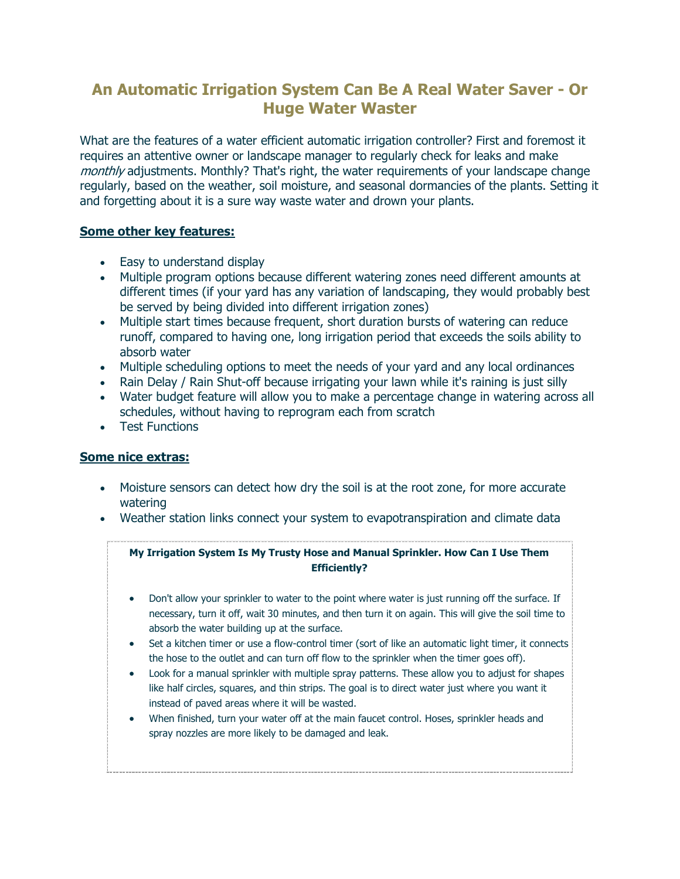# An Automatic Irrigation System Can Be A Real Water Saver - Or Huge Water Waster

What are the features of a water efficient automatic irrigation controller? First and foremost it requires an attentive owner or landscape manager to regularly check for leaks and make *monthly* adjustments. Monthly? That's right, the water requirements of your landscape change regularly, based on the weather, soil moisture, and seasonal dormancies of the plants. Setting it and forgetting about it is a sure way waste water and drown your plants.

### Some other key features:

- Easy to understand display
- Multiple program options because different watering zones need different amounts at different times (if your yard has any variation of landscaping, they would probably best be served by being divided into different irrigation zones)
- Multiple start times because frequent, short duration bursts of watering can reduce runoff, compared to having one, long irrigation period that exceeds the soils ability to absorb water
- Multiple scheduling options to meet the needs of your yard and any local ordinances
- Rain Delay / Rain Shut-off because irrigating your lawn while it's raining is just silly
- Water budget feature will allow you to make a percentage change in watering across all schedules, without having to reprogram each from scratch
- Test Functions

### Some nice extras:

- Moisture sensors can detect how dry the soil is at the root zone, for more accurate watering
- Weather station links connect your system to evapotranspiration and climate data

**My Irrigation System Is My Trusty Hose and Manual Sprinkler. How Can I Use Them Efficiently?**

- Don't allow your sprinkler to water to the point where water is just running off the surface. If necessary, turn it off, wait 30 minutes, and then turn it on again. This will give the soil time to absorb the water building up at the surface.
- Set a kitchen timer or use a flow-control timer (sort of like an automatic light timer, it connects the hose to the outlet and can turn off flow to the sprinkler when the timer goes off).
- Look for a manual sprinkler with multiple spray patterns. These allow you to adjust for shapes like half circles, squares, and thin strips. The goal is to direct water just where you want it instead of paved areas where it will be wasted.
- When finished, turn your water off at the main faucet control. Hoses, sprinkler heads and spray nozzles are more likely to be damaged and leak.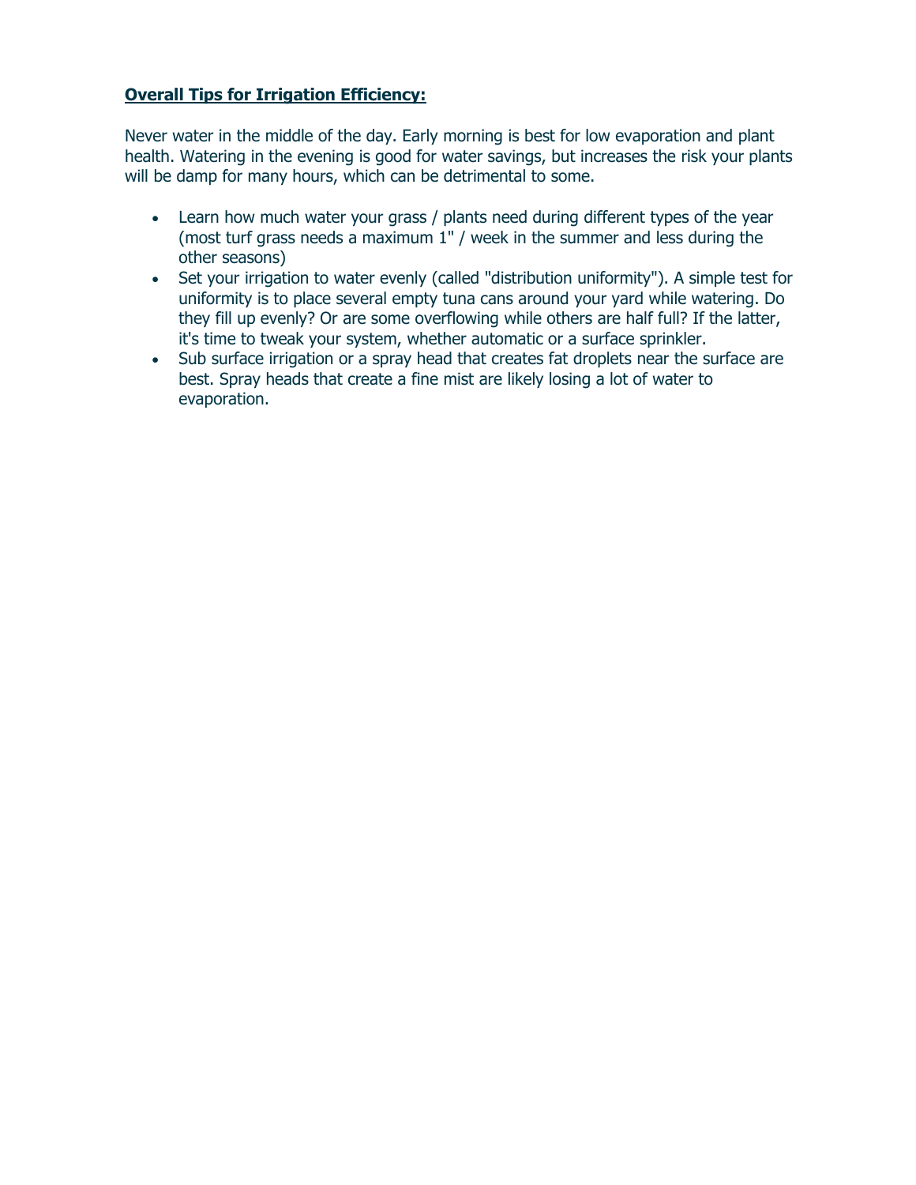**Overall Tips for Irrigation Efficiency:**

Never water in the middle of the day. Early morning is best for low evaporation and plant health. Watering in the evening is good for water savings, but increases the risk your plants will be damp for many hours, which can be detrimental to some.

- Learn how much water your grass / plants need during different types of the year (most turf grass needs a maximum 1" / week in the summer and less during the other seasons)
- Set your irrigation to water evenly (called "distribution uniformity"). A simple test for uniformity is to place several empty tuna cans around your yard while watering. Do they fill up evenly? Or are some overflowing while others are half full? If the latter, it's time to tweak your system, whether automatic or a surface sprinkler.
- Sub surface irrigation or a spray head that creates fat droplets near the surface are best. Spray heads that create a fine mist are likely losing a lot of water to evaporation.